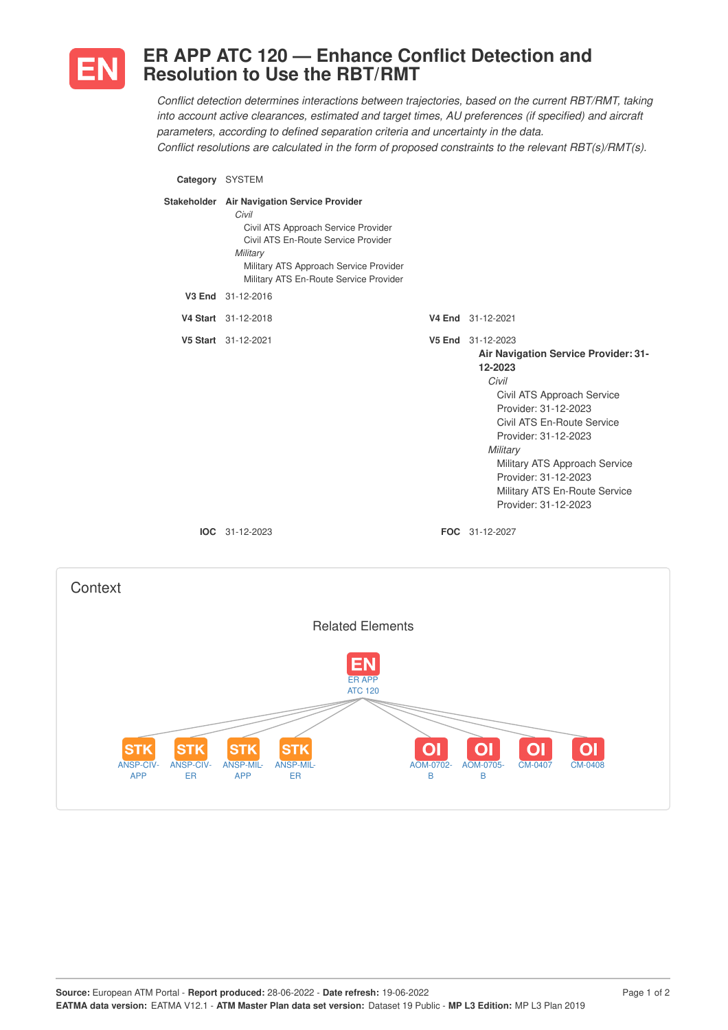# EN ER APP ATC 120 — Enhance Conflict Detection and Resolution to Use the RBT/RMT

*Conflict detection determines interactions between trajectories, based on the current RBT/RMT, taking into account active clearances, estimated and target times, AU preferences (if specified) and aircraft parameters, according to defined separation criteria and uncertainty in the data.*
*Conflict resolutions are calculated in the form of proposed constraints to the relevant RBT(s)/RMT(s).*

**Category** SYSTEM

**Stakeholder** **Air Navigation Service Provider**
- *Civil*
  - Civil ATS Approach Service Provider
  - Civil ATS En-Route Service Provider
- *Military*
  - Military ATS Approach Service Provider
  - Military ATS En-Route Service Provider

**V3 End** 31-12-2016

**V4 Start** 31-12-2018

**V4 End** 31-12-2021

**V5 Start** 31-12-2021

**V5 End** 31-12-2023

**Air Navigation Service Provider: 31-12-2023**
- *Civil*
  - Civil ATS Approach Service Provider: 31-12-2023
  - Civil ATS En-Route Service Provider: 31-12-2023
- *Military*
  - Military ATS Approach Service Provider: 31-12-2023
  - Military ATS En-Route Service Provider: 31-12-2023

**IOC** 31-12-2023

**FOC** 31-12-2027

## Context

### Related Elements

EN ER APP ATC 120

- STK ANSP-CIV-APP
- STK ANSP-CIV-ER
- STK ANSP-MIL-APP
- STK ANSP-MIL-ER
- OI AOM-0702-B
- OI AOM-0705-B
- OI CM-0407
- OI CM-0408

**Source:** European ATM Portal - **Report produced:** 28-06-2022 - **Date refresh:** 19-06-2022
**EATMA data version:** EATMA V12.1 - **ATM Master Plan data set version:** Dataset 19 Public - **MP L3 Edition:** MP L3 Plan 2019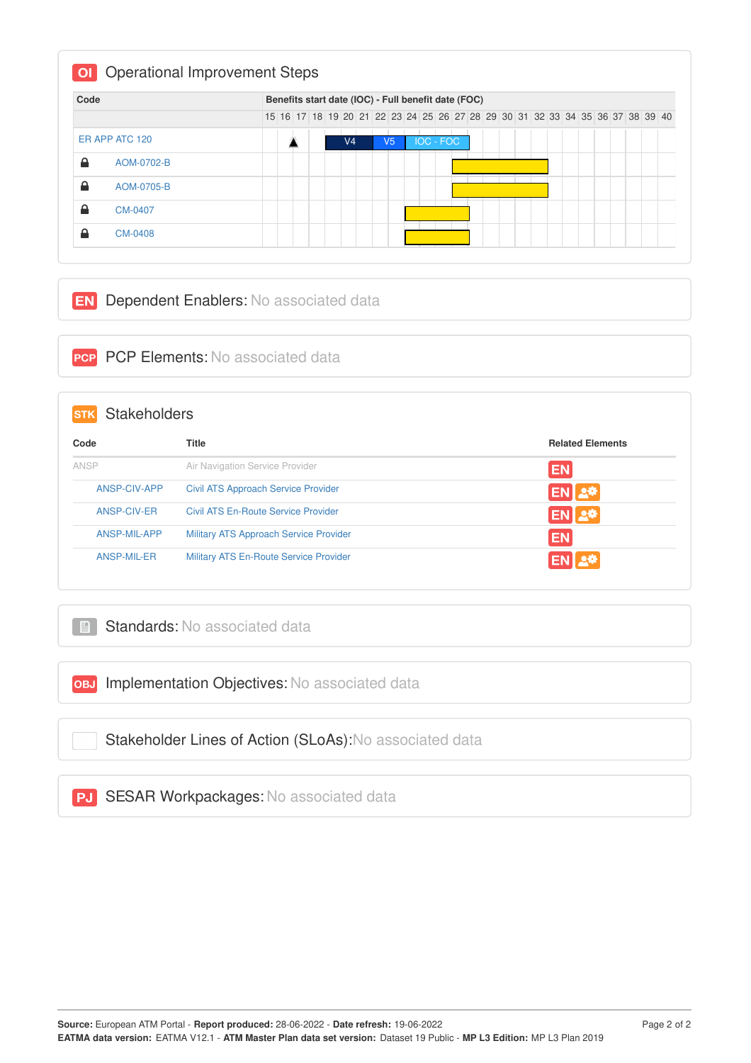## OI Operational Improvement Steps

| Code | Benefits start date (IOC) - Full benefit date (FOC) |
|---|---|
| | 15 16 17 18 19 20 21 22 23 24 25 26 27 28 29 30 31 32 33 34 35 36 37 38 39 40 |
| ER APP ATC 120 | V4 V5 IOC - FOC |
| AOM-0702-B | |
| AOM-0705-B | |
| CM-0407 | |
| CM-0408 | |

## EN Dependent Enablers: No associated data

## PCP PCP Elements: No associated data

## STK Stakeholders

| Code | Title | Related Elements |
|---|---|---|
| ANSP | Air Navigation Service Provider | EN |
| ANSP-CIV-APP | Civil ATS Approach Service Provider | EN |
| ANSP-CIV-ER | Civil ATS En-Route Service Provider | EN |
| ANSP-MIL-APP | Military ATS Approach Service Provider | EN |
| ANSP-MIL-ER | Military ATS En-Route Service Provider | EN |

## Standards: No associated data

## OBJ Implementation Objectives: No associated data

## Stakeholder Lines of Action (SLoAs): No associated data

## PJ SESAR Workpackages: No associated data

**Source:** European ATM Portal - **Report produced:** 28-06-2022 - **Date refresh:** 19-06-2022
**EATMA data version:** EATMA V12.1 - **ATM Master Plan data set version:** Dataset 19 Public - **MP L3 Edition:** MP L3 Plan 2019